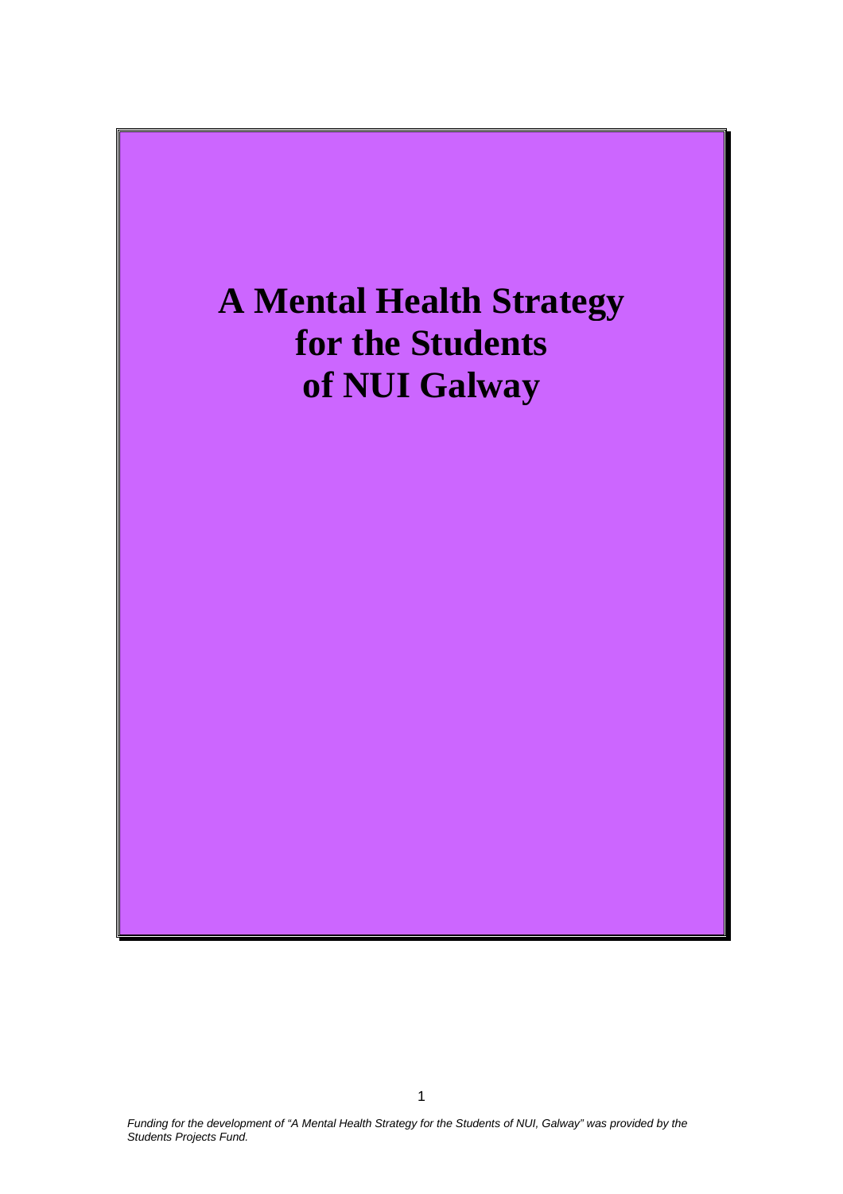# A Mental Health Strategy for the Students of NUI Galway

*Funding for the development of "A Mental Health Strategy for the Students of NUI, Galway" was provided by the Students Projects Fund.*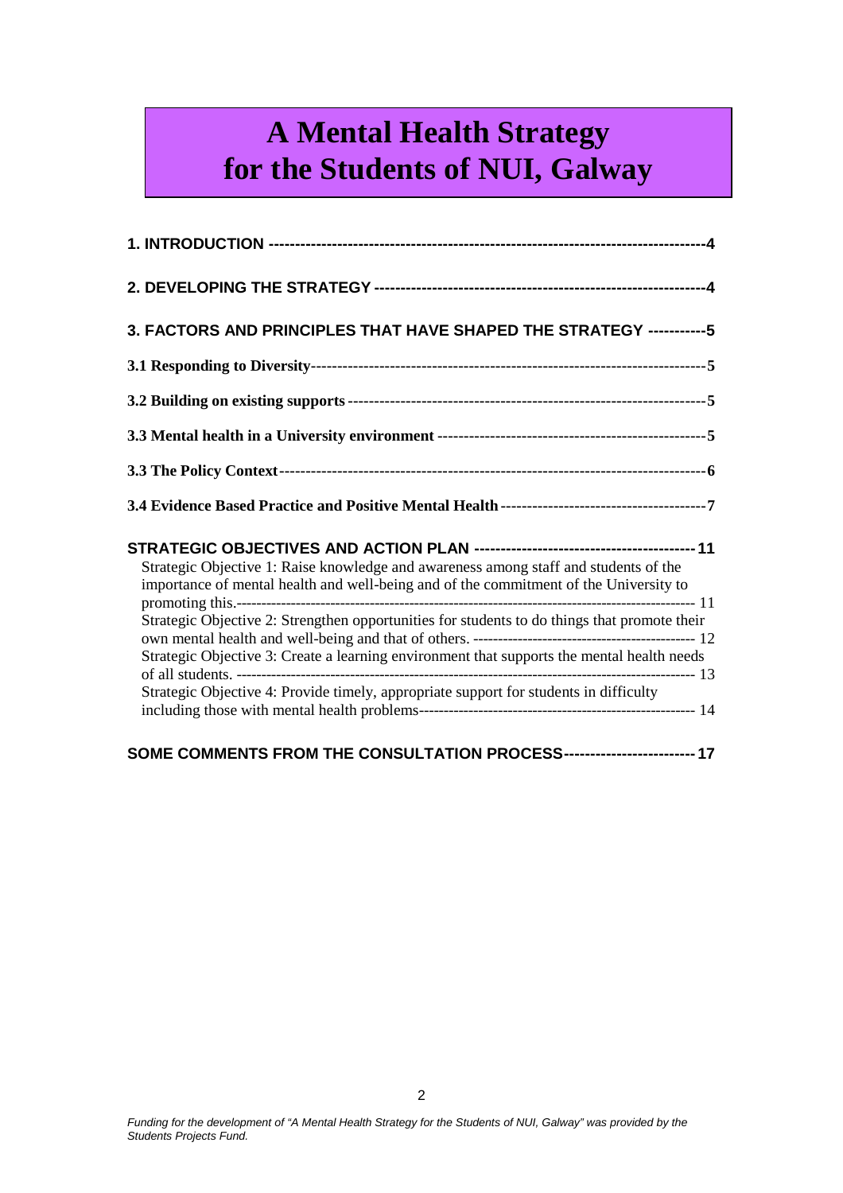# A Mental Health Strategy for the Students of NUI, Galway

**1. INTRODUCTION** ---------------------------------------------------------------------------------4

**2. DEVELOPING THE STRATEGY** --------------------------------------------------------------4

**3. FACTORS AND PRINCIPLES THAT HAVE SHAPED THE STRATEGY** -----------5

**3.1 Responding to Diversity**--------------------------------------------------------------------------5

**3.2 Building on existing supports** ------------------------------------------------------------------5

**3.3 Mental health in a University environment** ----------------------------------------------5

**3.3 The Policy Context**-------------------------------------------------------------------------------6

**3.4 Evidence Based Practice and Positive Mental Health** ---------------------------------------7

**STRATEGIC OBJECTIVES AND ACTION PLAN** ------------------------------------------11

Strategic Objective 1: Raise knowledge and awareness among staff and students of the importance of mental health and well-being and of the commitment of the University to promoting this.------------------------------------------------------------------------------------ 11

Strategic Objective 2: Strengthen opportunities for students to do things that promote their own mental health and well-being and that of others. -------------------------------------------- 12

Strategic Objective 3: Create a learning environment that supports the mental health needs of all students. ----------------------------------------------------------------------------------------- 13

Strategic Objective 4: Provide timely, appropriate support for students in difficulty including those with mental health problems------------------------------------------------------- 14

**SOME COMMENTS FROM THE CONSULTATION PROCESS**------------------------ 17

*Funding for the development of "A Mental Health Strategy for the Students of NUI, Galway" was provided by the Students Projects Fund.*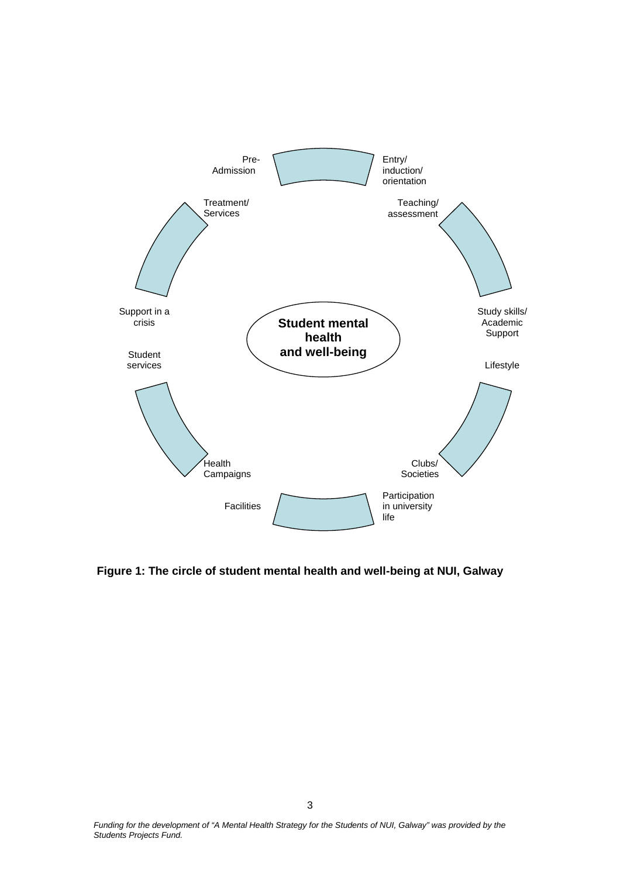**Student mental health and well-being**

- Pre-Admission
- Entry/ induction/ orientation
- Teaching/ assessment
- Study skills/ Academic Support
- Lifestyle
- Clubs/ Societies
- Participation in university life
- Facilities
- Health Campaigns
- Student services
- Support in a crisis
- Treatment/ Services

**Figure 1: The circle of student mental health and well-being at NUI, Galway**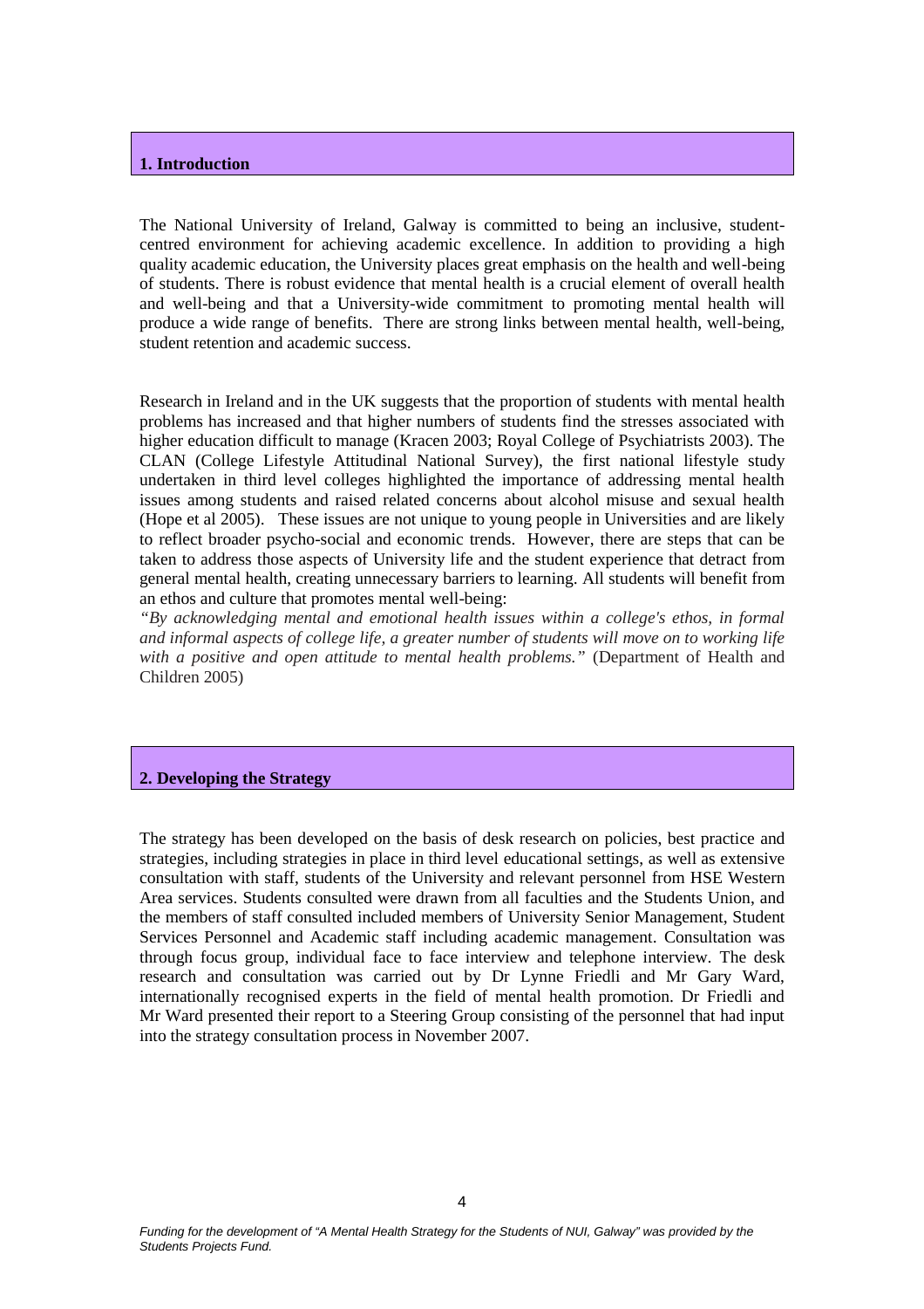## 1. Introduction

The National University of Ireland, Galway is committed to being an inclusive, student-centred environment for achieving academic excellence. In addition to providing a high quality academic education, the University places great emphasis on the health and well-being of students. There is robust evidence that mental health is a crucial element of overall health and well-being and that a University-wide commitment to promoting mental health will produce a wide range of benefits. There are strong links between mental health, well-being, student retention and academic success.

Research in Ireland and in the UK suggests that the proportion of students with mental health problems has increased and that higher numbers of students find the stresses associated with higher education difficult to manage (Kracen 2003; Royal College of Psychiatrists 2003). The CLAN (College Lifestyle Attitudinal National Survey), the first national lifestyle study undertaken in third level colleges highlighted the importance of addressing mental health issues among students and raised related concerns about alcohol misuse and sexual health (Hope et al 2005). These issues are not unique to young people in Universities and are likely to reflect broader psycho-social and economic trends. However, there are steps that can be taken to address those aspects of University life and the student experience that detract from general mental health, creating unnecessary barriers to learning. All students will benefit from an ethos and culture that promotes mental well-being:

*"By acknowledging mental and emotional health issues within a college's ethos, in formal and informal aspects of college life, a greater number of students will move on to working life with a positive and open attitude to mental health problems."* (Department of Health and Children 2005)

## 2. Developing the Strategy

The strategy has been developed on the basis of desk research on policies, best practice and strategies, including strategies in place in third level educational settings, as well as extensive consultation with staff, students of the University and relevant personnel from HSE Western Area services. Students consulted were drawn from all faculties and the Students Union, and the members of staff consulted included members of University Senior Management, Student Services Personnel and Academic staff including academic management. Consultation was through focus group, individual face to face interview and telephone interview. The desk research and consultation was carried out by Dr Lynne Friedli and Mr Gary Ward, internationally recognised experts in the field of mental health promotion. Dr Friedli and Mr Ward presented their report to a Steering Group consisting of the personnel that had input into the strategy consultation process in November 2007.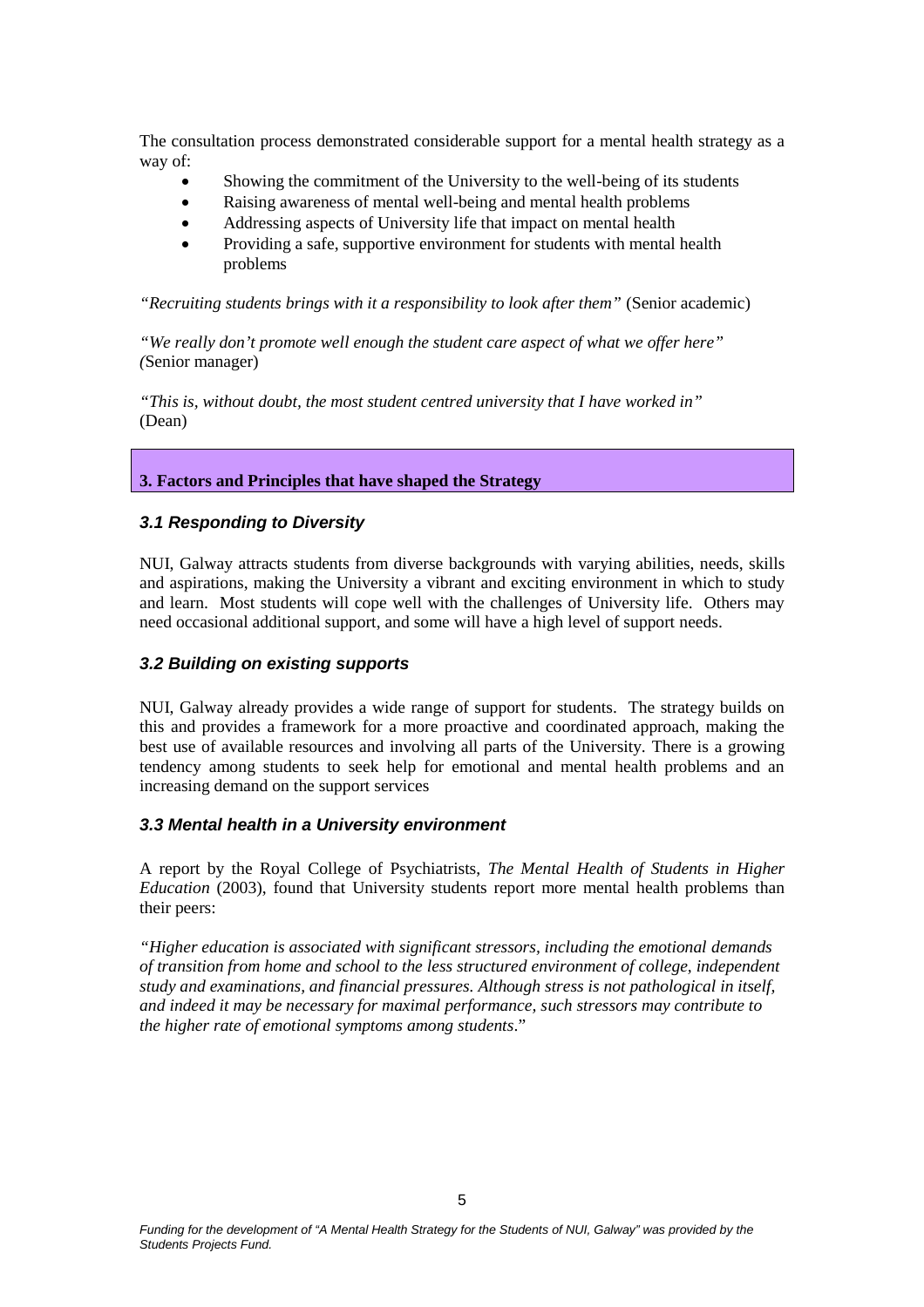The consultation process demonstrated considerable support for a mental health strategy as a way of:

- Showing the commitment of the University to the well-being of its students
- Raising awareness of mental well-being and mental health problems
- Addressing aspects of University life that impact on mental health
- Providing a safe, supportive environment for students with mental health problems

*"Recruiting students brings with it a responsibility to look after them"* (Senior academic)

*"We really don't promote well enough the student care aspect of what we offer here"* (Senior manager)

*"This is, without doubt, the most student centred university that I have worked in"* (Dean)

## 3. Factors and Principles that have shaped the Strategy

### *3.1 Responding to Diversity*

NUI, Galway attracts students from diverse backgrounds with varying abilities, needs, skills and aspirations, making the University a vibrant and exciting environment in which to study and learn. Most students will cope well with the challenges of University life. Others may need occasional additional support, and some will have a high level of support needs.

### *3.2 Building on existing supports*

NUI, Galway already provides a wide range of support for students. The strategy builds on this and provides a framework for a more proactive and coordinated approach, making the best use of available resources and involving all parts of the University. There is a growing tendency among students to seek help for emotional and mental health problems and an increasing demand on the support services

### *3.3 Mental health in a University environment*

A report by the Royal College of Psychiatrists, *The Mental Health of Students in Higher Education* (2003), found that University students report more mental health problems than their peers:

*"Higher education is associated with significant stressors, including the emotional demands of transition from home and school to the less structured environment of college, independent study and examinations, and financial pressures. Although stress is not pathological in itself, and indeed it may be necessary for maximal performance, such stressors may contribute to the higher rate of emotional symptoms among students*."

*Funding for the development of "A Mental Health Strategy for the Students of NUI, Galway" was provided by the Students Projects Fund.*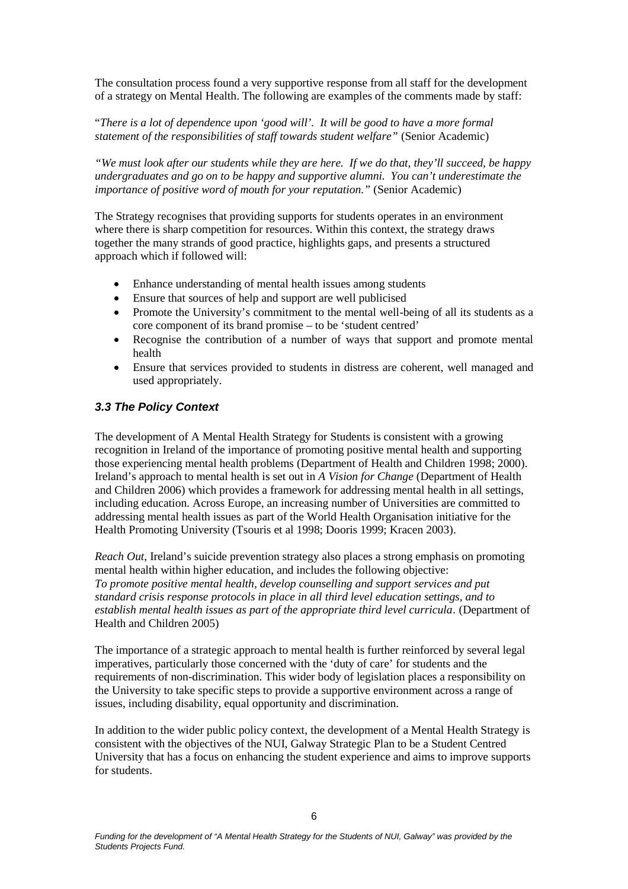The consultation process found a very supportive response from all staff for the development of a strategy on Mental Health. The following are examples of the comments made by staff:

"*There is a lot of dependence upon 'good will'. It will be good to have a more formal statement of the responsibilities of staff towards student welfare"* (Senior Academic)

*"We must look after our students while they are here. If we do that, they'll succeed, be happy undergraduates and go on to be happy and supportive alumni. You can't underestimate the importance of positive word of mouth for your reputation."* (Senior Academic)

The Strategy recognises that providing supports for students operates in an environment where there is sharp competition for resources. Within this context, the strategy draws together the many strands of good practice, highlights gaps, and presents a structured approach which if followed will:

- Enhance understanding of mental health issues among students
- Ensure that sources of help and support are well publicised
- Promote the University's commitment to the mental well-being of all its students as a core component of its brand promise – to be 'student centred'
- Recognise the contribution of a number of ways that support and promote mental health
- Ensure that services provided to students in distress are coherent, well managed and used appropriately.

### *3.3 The Policy Context*

The development of A Mental Health Strategy for Students is consistent with a growing recognition in Ireland of the importance of promoting positive mental health and supporting those experiencing mental health problems (Department of Health and Children 1998; 2000). Ireland's approach to mental health is set out in *A Vision for Change* (Department of Health and Children 2006) which provides a framework for addressing mental health in all settings, including education. Across Europe, an increasing number of Universities are committed to addressing mental health issues as part of the World Health Organisation initiative for the Health Promoting University (Tsouris et al 1998; Dooris 1999; Kracen 2003).

*Reach Out*, Ireland's suicide prevention strategy also places a strong emphasis on promoting mental health within higher education, and includes the following objective:
*To promote positive mental health, develop counselling and support services and put standard crisis response protocols in place in all third level education settings, and to establish mental health issues as part of the appropriate third level curricula*. (Department of Health and Children 2005)

The importance of a strategic approach to mental health is further reinforced by several legal imperatives, particularly those concerned with the 'duty of care' for students and the requirements of non-discrimination. This wider body of legislation places a responsibility on the University to take specific steps to provide a supportive environment across a range of issues, including disability, equal opportunity and discrimination.

In addition to the wider public policy context, the development of a Mental Health Strategy is consistent with the objectives of the NUI, Galway Strategic Plan to be a Student Centred University that has a focus on enhancing the student experience and aims to improve supports for students.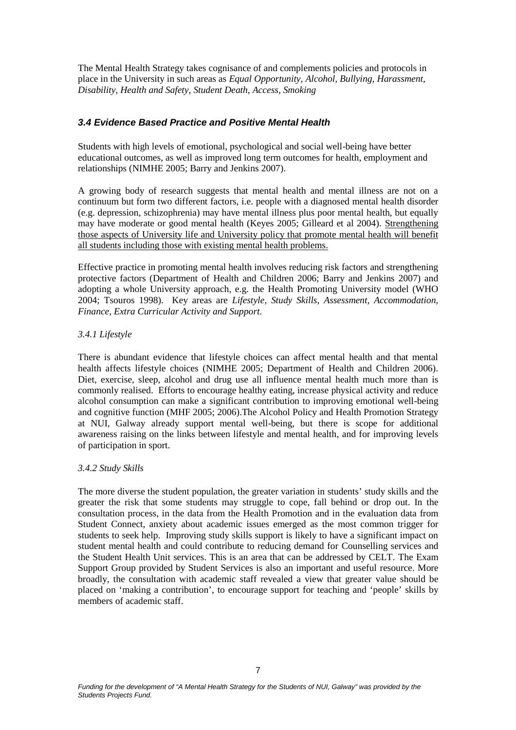The Mental Health Strategy takes cognisance of and complements policies and protocols in place in the University in such areas as *Equal Opportunity, Alcohol, Bullying, Harassment, Disability, Health and Safety, Student Death, Access, Smoking*

### *3.4 Evidence Based Practice and Positive Mental Health*

Students with high levels of emotional, psychological and social well-being have better educational outcomes, as well as improved long term outcomes for health, employment and relationships (NIMHE 2005; Barry and Jenkins 2007).

A growing body of research suggests that mental health and mental illness are not on a continuum but form two different factors, i.e. people with a diagnosed mental health disorder (e.g. depression, schizophrenia) may have mental illness plus poor mental health, but equally may have moderate or good mental health (Keyes 2005; Gilleard et al 2004). <u>Strengthening those aspects of University life and University policy that promote mental health will benefit all students including those with existing mental health problems.</u>

Effective practice in promoting mental health involves reducing risk factors and strengthening protective factors (Department of Health and Children 2006; Barry and Jenkins 2007) and adopting a whole University approach, e.g. the Health Promoting University model (WHO 2004; Tsouros 1998). Key areas are *Lifestyle, Study Skills, Assessment, Accommodation, Finance, Extra Curricular Activity and Support.*

#### *3.4.1 Lifestyle*

There is abundant evidence that lifestyle choices can affect mental health and that mental health affects lifestyle choices (NIMHE 2005; Department of Health and Children 2006). Diet, exercise, sleep, alcohol and drug use all influence mental health much more than is commonly realised. Efforts to encourage healthy eating, increase physical activity and reduce alcohol consumption can make a significant contribution to improving emotional well-being and cognitive function (MHF 2005; 2006).The Alcohol Policy and Health Promotion Strategy at NUI, Galway already support mental well-being, but there is scope for additional awareness raising on the links between lifestyle and mental health, and for improving levels of participation in sport.

#### *3.4.2 Study Skills*

The more diverse the student population, the greater variation in students' study skills and the greater the risk that some students may struggle to cope, fall behind or drop out. In the consultation process, in the data from the Health Promotion and in the evaluation data from Student Connect, anxiety about academic issues emerged as the most common trigger for students to seek help. Improving study skills support is likely to have a significant impact on student mental health and could contribute to reducing demand for Counselling services and the Student Health Unit services. This is an area that can be addressed by CELT. The Exam Support Group provided by Student Services is also an important and useful resource. More broadly, the consultation with academic staff revealed a view that greater value should be placed on 'making a contribution', to encourage support for teaching and 'people' skills by members of academic staff.

*Funding for the development of "A Mental Health Strategy for the Students of NUI, Galway" was provided by the Students Projects Fund.*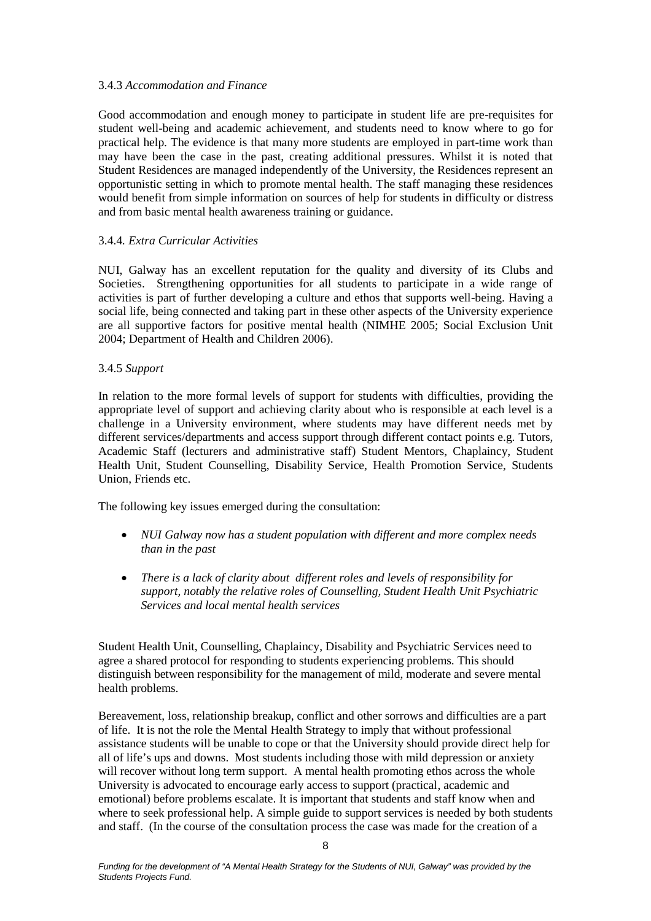### 3.4.3 *Accommodation and Finance*

Good accommodation and enough money to participate in student life are pre-requisites for student well-being and academic achievement, and students need to know where to go for practical help. The evidence is that many more students are employed in part-time work than may have been the case in the past, creating additional pressures. Whilst it is noted that Student Residences are managed independently of the University, the Residences represent an opportunistic setting in which to promote mental health. The staff managing these residences would benefit from simple information on sources of help for students in difficulty or distress and from basic mental health awareness training or guidance.

### 3.4.4. *Extra Curricular Activities*

NUI, Galway has an excellent reputation for the quality and diversity of its Clubs and Societies. Strengthening opportunities for all students to participate in a wide range of activities is part of further developing a culture and ethos that supports well-being. Having a social life, being connected and taking part in these other aspects of the University experience are all supportive factors for positive mental health (NIMHE 2005; Social Exclusion Unit 2004; Department of Health and Children 2006).

### 3.4.5 *Support*

In relation to the more formal levels of support for students with difficulties, providing the appropriate level of support and achieving clarity about who is responsible at each level is a challenge in a University environment, where students may have different needs met by different services/departments and access support through different contact points e.g. Tutors, Academic Staff (lecturers and administrative staff) Student Mentors, Chaplaincy, Student Health Unit, Student Counselling, Disability Service, Health Promotion Service, Students Union, Friends etc.

The following key issues emerged during the consultation:

- *NUI Galway now has a student population with different and more complex needs than in the past*
- *There is a lack of clarity about different roles and levels of responsibility for support, notably the relative roles of Counselling, Student Health Unit Psychiatric Services and local mental health services*

Student Health Unit, Counselling, Chaplaincy, Disability and Psychiatric Services need to agree a shared protocol for responding to students experiencing problems. This should distinguish between responsibility for the management of mild, moderate and severe mental health problems.

Bereavement, loss, relationship breakup, conflict and other sorrows and difficulties are a part of life. It is not the role the Mental Health Strategy to imply that without professional assistance students will be unable to cope or that the University should provide direct help for all of life's ups and downs. Most students including those with mild depression or anxiety will recover without long term support. A mental health promoting ethos across the whole University is advocated to encourage early access to support (practical, academic and emotional) before problems escalate. It is important that students and staff know when and where to seek professional help. A simple guide to support services is needed by both students and staff. (In the course of the consultation process the case was made for the creation of a

*Funding for the development of "A Mental Health Strategy for the Students of NUI, Galway" was provided by the Students Projects Fund.*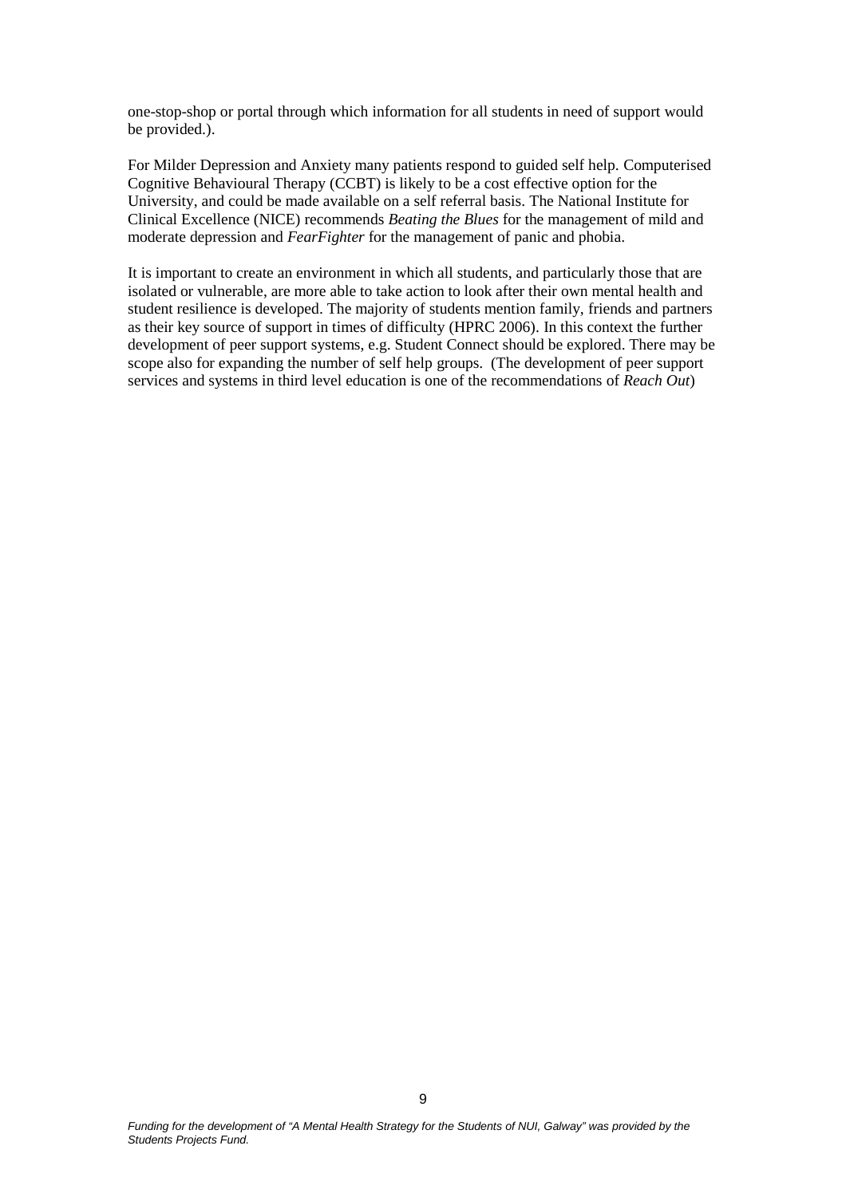one-stop-shop or portal through which information for all students in need of support would be provided.).

For Milder Depression and Anxiety many patients respond to guided self help. Computerised Cognitive Behavioural Therapy (CCBT) is likely to be a cost effective option for the University, and could be made available on a self referral basis. The National Institute for Clinical Excellence (NICE) recommends *Beating the Blues* for the management of mild and moderate depression and *FearFighter* for the management of panic and phobia.

It is important to create an environment in which all students, and particularly those that are isolated or vulnerable, are more able to take action to look after their own mental health and student resilience is developed. The majority of students mention family, friends and partners as their key source of support in times of difficulty (HPRC 2006). In this context the further development of peer support systems, e.g. Student Connect should be explored. There may be scope also for expanding the number of self help groups. (The development of peer support services and systems in third level education is one of the recommendations of *Reach Out*)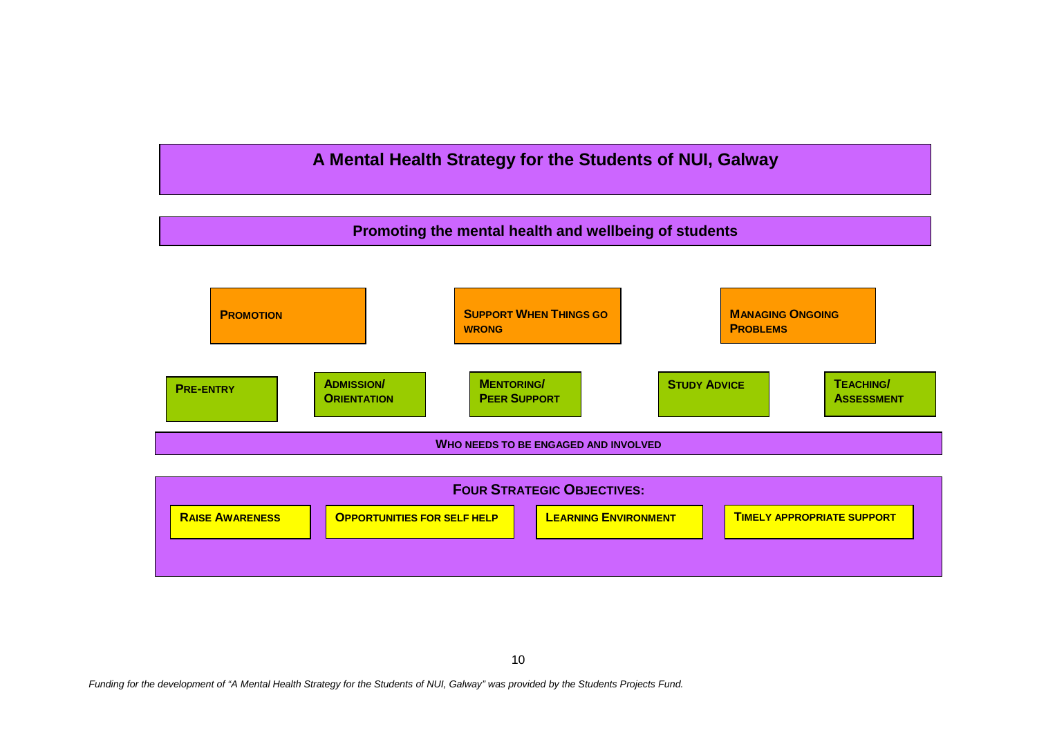# A Mental Health Strategy for the Students of NUI, Galway

## Promoting the mental health and wellbeing of students

**PROMOTION**

**SUPPORT WHEN THINGS GO WRONG**

**MANAGING ONGOING PROBLEMS**

**PRE-ENTRY**

**ADMISSION/ ORIENTATION**

**MENTORING/ PEER SUPPORT**

**STUDY ADVICE**

**TEACHING/ ASSESSMENT**

**WHO NEEDS TO BE ENGAGED AND INVOLVED**

**FOUR STRATEGIC OBJECTIVES:**

- **RAISE AWARENESS**
- **OPPORTUNITIES FOR SELF HELP**
- **LEARNING ENVIRONMENT**
- **TIMELY APPROPRIATE SUPPORT**

*Funding for the development of "A Mental Health Strategy for the Students of NUI, Galway" was provided by the Students Projects Fund.*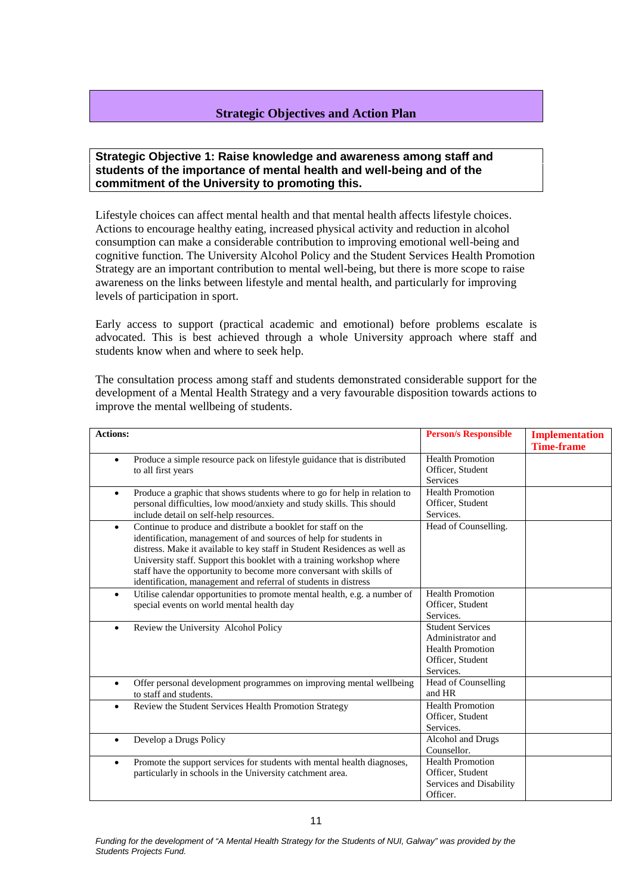## Strategic Objectives and Action Plan

**Strategic Objective 1: Raise knowledge and awareness among staff and students of the importance of mental health and well-being and of the commitment of the University to promoting this.**

Lifestyle choices can affect mental health and that mental health affects lifestyle choices. Actions to encourage healthy eating, increased physical activity and reduction in alcohol consumption can make a considerable contribution to improving emotional well-being and cognitive function. The University Alcohol Policy and the Student Services Health Promotion Strategy are an important contribution to mental well-being, but there is more scope to raise awareness on the links between lifestyle and mental health, and particularly for improving levels of participation in sport.

Early access to support (practical academic and emotional) before problems escalate is advocated. This is best achieved through a whole University approach where staff and students know when and where to seek help.

The consultation process among staff and students demonstrated considerable support for the development of a Mental Health Strategy and a very favourable disposition towards actions to improve the mental wellbeing of students.

| Actions: | Person/s Responsible | Implementation Time-frame |
|---|---|---|
| • Produce a simple resource pack on lifestyle guidance that is distributed to all first years | Health Promotion Officer, Student Services | |
| • Produce a graphic that shows students where to go for help in relation to personal difficulties, low mood/anxiety and study skills. This should include detail on self-help resources. | Health Promotion Officer, Student Services. | |
| • Continue to produce and distribute a booklet for staff on the identification, management of and sources of help for students in distress. Make it available to key staff in Student Residences as well as University staff. Support this booklet with a training workshop where staff have the opportunity to become more conversant with skills of identification, management and referral of students in distress | Head of Counselling. | |
| • Utilise calendar opportunities to promote mental health, e.g. a number of special events on world mental health day | Health Promotion Officer, Student Services. | |
| • Review the University Alcohol Policy | Student Services Administrator and Health Promotion Officer, Student Services. | |
| • Offer personal development programmes on improving mental wellbeing to staff and students. | Head of Counselling and HR | |
| • Review the Student Services Health Promotion Strategy | Health Promotion Officer, Student Services. | |
| • Develop a Drugs Policy | Alcohol and Drugs Counsellor. | |
| • Promote the support services for students with mental health diagnoses, particularly in schools in the University catchment area. | Health Promotion Officer, Student Services and Disability Officer. | |

*Funding for the development of "A Mental Health Strategy for the Students of NUI, Galway" was provided by the Students Projects Fund.*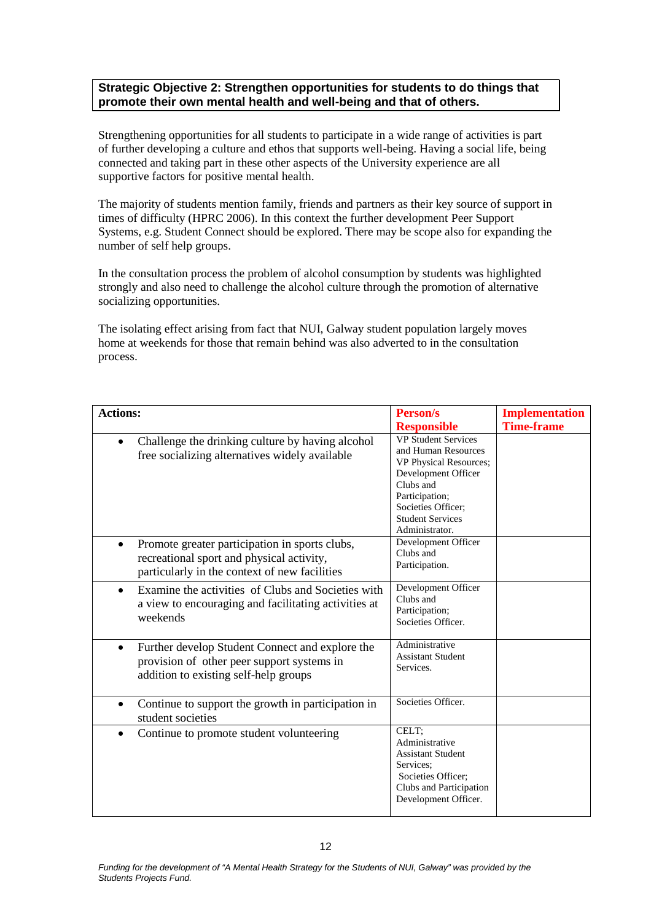**Strategic Objective 2: Strengthen opportunities for students to do things that promote their own mental health and well-being and that of others.**

Strengthening opportunities for all students to participate in a wide range of activities is part of further developing a culture and ethos that supports well-being. Having a social life, being connected and taking part in these other aspects of the University experience are all supportive factors for positive mental health.

The majority of students mention family, friends and partners as their key source of support in times of difficulty (HPRC 2006). In this context the further development Peer Support Systems, e.g. Student Connect should be explored. There may be scope also for expanding the number of self help groups.

In the consultation process the problem of alcohol consumption by students was highlighted strongly and also need to challenge the alcohol culture through the promotion of alternative socializing opportunities.

The isolating effect arising from fact that NUI, Galway student population largely moves home at weekends for those that remain behind was also adverted to in the consultation process.

| **Actions:** | **Person/s Responsible** | **Implementation Time-frame** |
|---|---|---|
| • Challenge the drinking culture by having alcohol free socializing alternatives widely available | VP Student Services and Human Resources VP Physical Resources; Development Officer Clubs and Participation; Societies Officer; Student Services Administrator. | |
| • Promote greater participation in sports clubs, recreational sport and physical activity, particularly in the context of new facilities | Development Officer Clubs and Participation. | |
| • Examine the activities of Clubs and Societies with a view to encouraging and facilitating activities at weekends | Development Officer Clubs and Participation; Societies Officer. | |
| • Further develop Student Connect and explore the provision of other peer support systems in addition to existing self-help groups | Administrative Assistant Student Services. | |
| • Continue to support the growth in participation in student societies | Societies Officer. | |
| • Continue to promote student volunteering | CELT; Administrative Assistant Student Services; Societies Officer; Clubs and Participation Development Officer. | |

*Funding for the development of "A Mental Health Strategy for the Students of NUI, Galway" was provided by the Students Projects Fund.*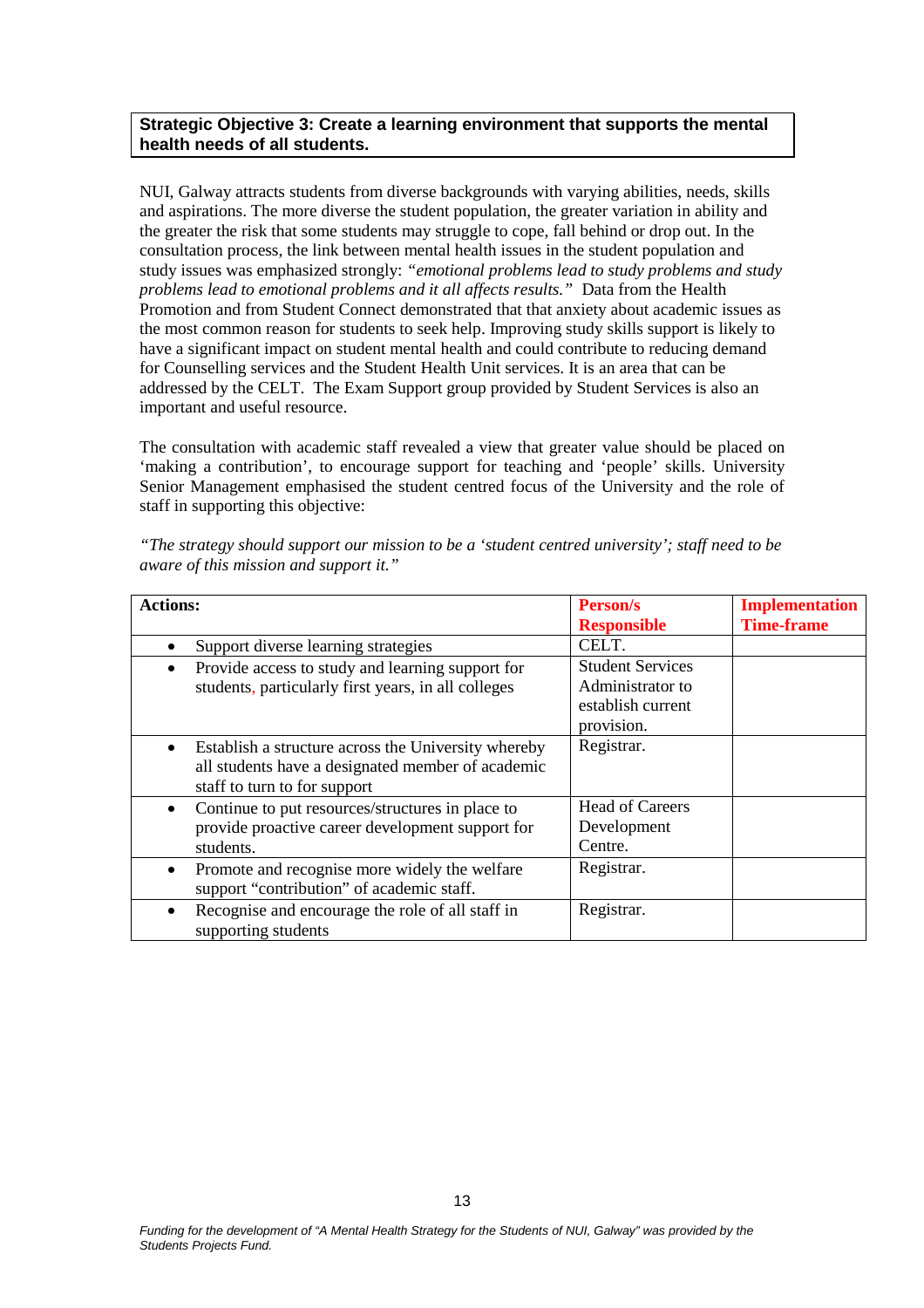**Strategic Objective 3: Create a learning environment that supports the mental health needs of all students.**

NUI, Galway attracts students from diverse backgrounds with varying abilities, needs, skills and aspirations. The more diverse the student population, the greater variation in ability and the greater the risk that some students may struggle to cope, fall behind or drop out. In the consultation process, the link between mental health issues in the student population and study issues was emphasized strongly: *"emotional problems lead to study problems and study problems lead to emotional problems and it all affects results."* Data from the Health Promotion and from Student Connect demonstrated that that anxiety about academic issues as the most common reason for students to seek help. Improving study skills support is likely to have a significant impact on student mental health and could contribute to reducing demand for Counselling services and the Student Health Unit services. It is an area that can be addressed by the CELT. The Exam Support group provided by Student Services is also an important and useful resource.

The consultation with academic staff revealed a view that greater value should be placed on 'making a contribution', to encourage support for teaching and 'people' skills. University Senior Management emphasised the student centred focus of the University and the role of staff in supporting this objective:

*"The strategy should support our mission to be a 'student centred university'; staff need to be aware of this mission and support it."*

| Actions: | Person/s Responsible | Implementation Time-frame |
|---|---|---|
| • Support diverse learning strategies | CELT. | |
| • Provide access to study and learning support for students, particularly first years, in all colleges | Student Services Administrator to establish current provision. | |
| • Establish a structure across the University whereby all students have a designated member of academic staff to turn to for support | Registrar. | |
| • Continue to put resources/structures in place to provide proactive career development support for students. | Head of Careers Development Centre. | |
| • Promote and recognise more widely the welfare support "contribution" of academic staff. | Registrar. | |
| • Recognise and encourage the role of all staff in supporting students | Registrar. | |

*Funding for the development of "A Mental Health Strategy for the Students of NUI, Galway" was provided by the Students Projects Fund.*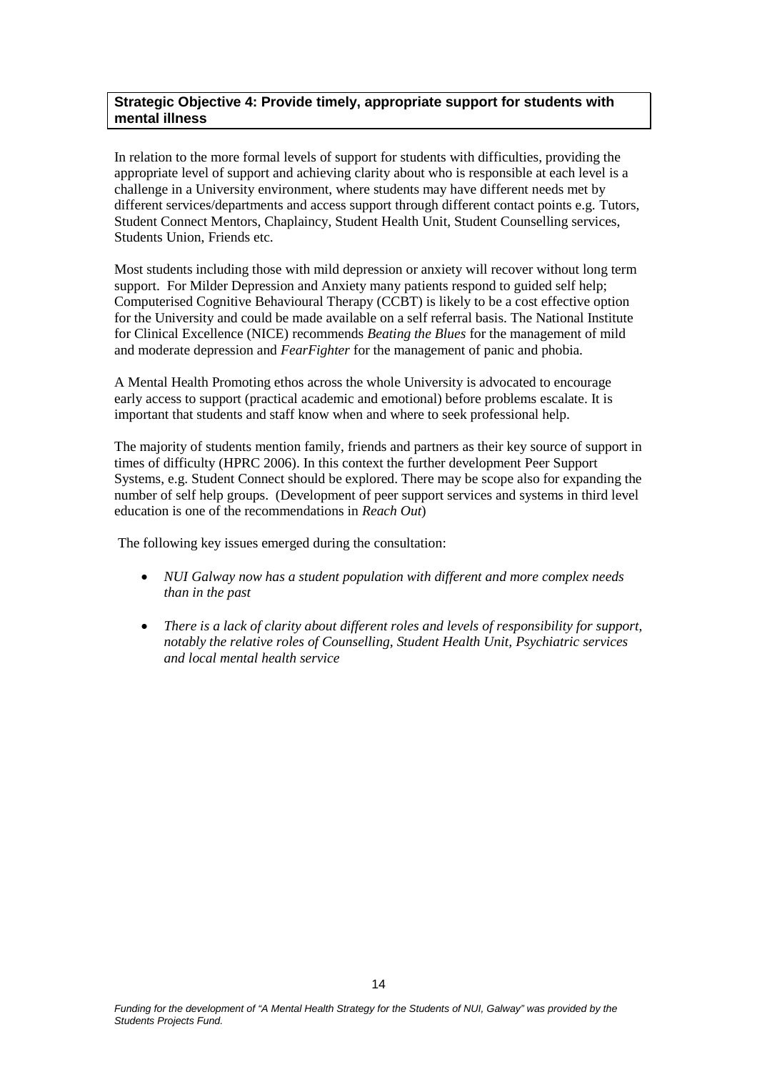**Strategic Objective 4: Provide timely, appropriate support for students with mental illness**

In relation to the more formal levels of support for students with difficulties, providing the appropriate level of support and achieving clarity about who is responsible at each level is a challenge in a University environment, where students may have different needs met by different services/departments and access support through different contact points e.g. Tutors, Student Connect Mentors, Chaplaincy, Student Health Unit, Student Counselling services, Students Union, Friends etc.

Most students including those with mild depression or anxiety will recover without long term support. For Milder Depression and Anxiety many patients respond to guided self help; Computerised Cognitive Behavioural Therapy (CCBT) is likely to be a cost effective option for the University and could be made available on a self referral basis. The National Institute for Clinical Excellence (NICE) recommends *Beating the Blues* for the management of mild and moderate depression and *FearFighter* for the management of panic and phobia.

A Mental Health Promoting ethos across the whole University is advocated to encourage early access to support (practical academic and emotional) before problems escalate. It is important that students and staff know when and where to seek professional help.

The majority of students mention family, friends and partners as their key source of support in times of difficulty (HPRC 2006). In this context the further development Peer Support Systems, e.g. Student Connect should be explored. There may be scope also for expanding the number of self help groups. (Development of peer support services and systems in third level education is one of the recommendations in *Reach Out*)

The following key issues emerged during the consultation:

- *NUI Galway now has a student population with different and more complex needs than in the past*
- *There is a lack of clarity about different roles and levels of responsibility for support, notably the relative roles of Counselling, Student Health Unit, Psychiatric services and local mental health service*

*Funding for the development of "A Mental Health Strategy for the Students of NUI, Galway" was provided by the Students Projects Fund.*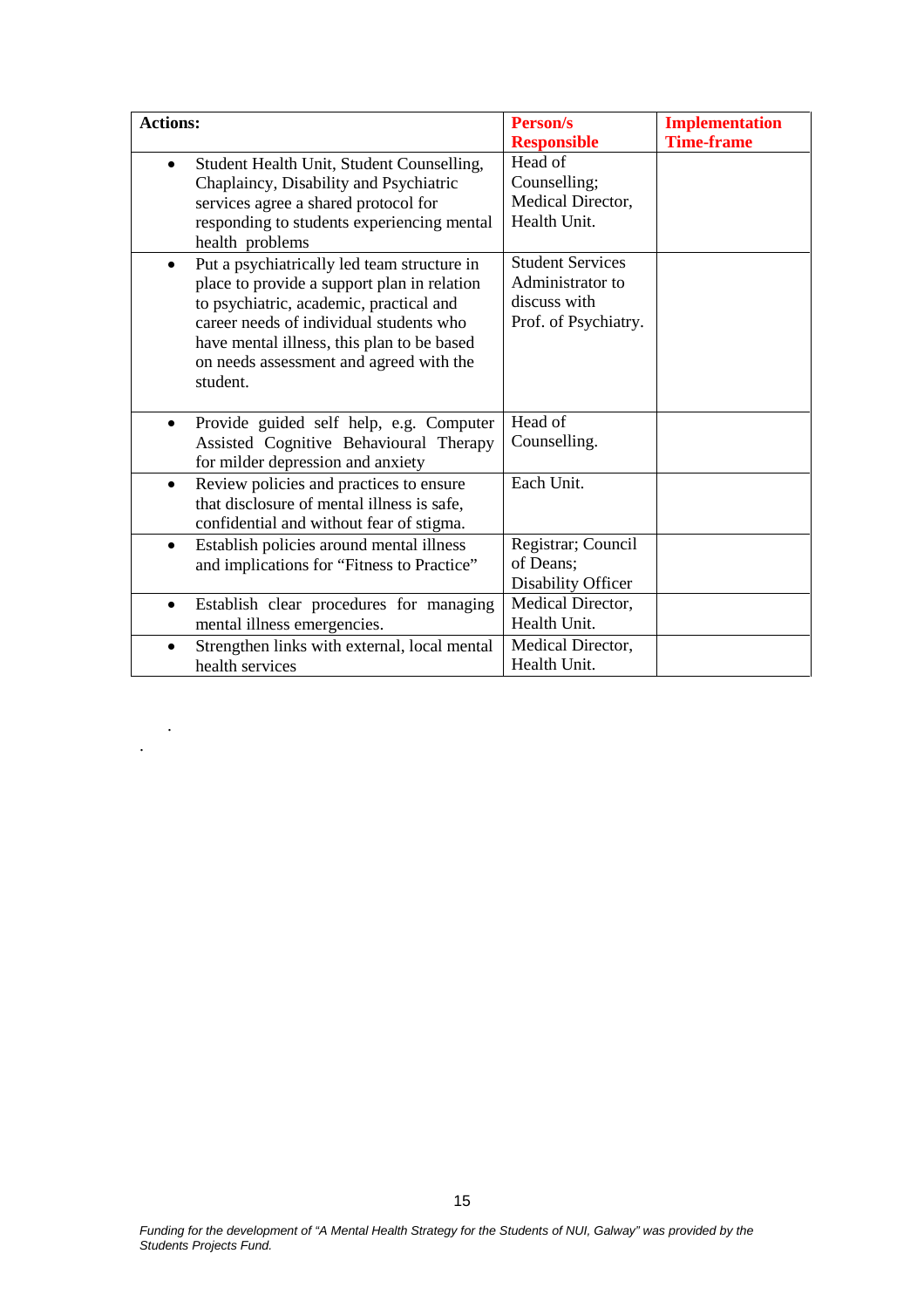| **Actions:** | **Person/s Responsible** | **Implementation Time-frame** |
|---|---|---|
| • Student Health Unit, Student Counselling, Chaplaincy, Disability and Psychiatric services agree a shared protocol for responding to students experiencing mental health problems | Head of Counselling; Medical Director, Health Unit. | |
| • Put a psychiatrically led team structure in place to provide a support plan in relation to psychiatric, academic, practical and career needs of individual students who have mental illness, this plan to be based on needs assessment and agreed with the student. | Student Services Administrator to discuss with Prof. of Psychiatry. | |
| • Provide guided self help, e.g. Computer Assisted Cognitive Behavioural Therapy for milder depression and anxiety | Head of Counselling. | |
| • Review policies and practices to ensure that disclosure of mental illness is safe, confidential and without fear of stigma. | Each Unit. | |
| • Establish policies around mental illness and implications for "Fitness to Practice" | Registrar; Council of Deans; Disability Officer | |
| • Establish clear procedures for managing mental illness emergencies. | Medical Director, Health Unit. | |
| • Strengthen links with external, local mental health services | Medical Director, Health Unit. | |

*Funding for the development of "A Mental Health Strategy for the Students of NUI, Galway" was provided by the Students Projects Fund.*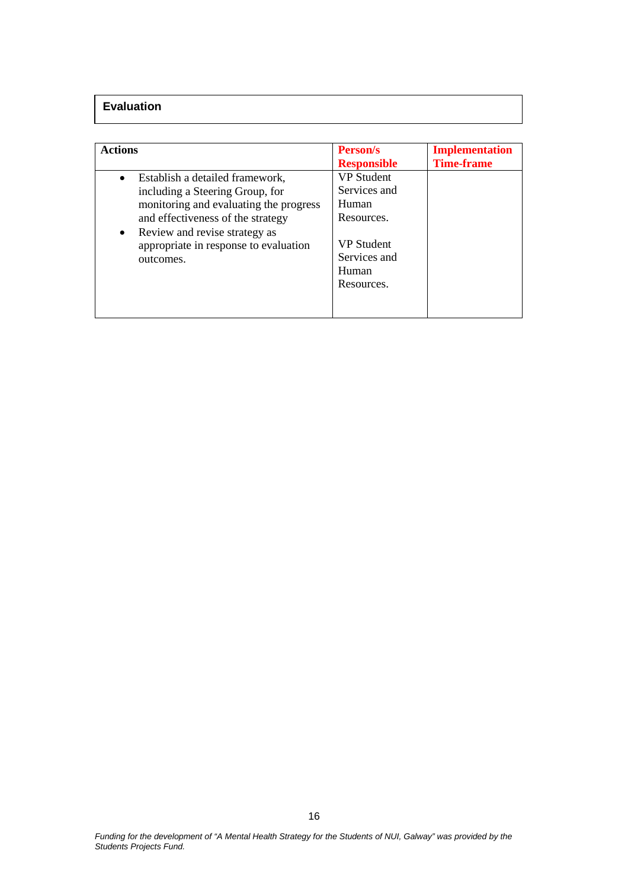**Evaluation**

| Actions | Person/s Responsible | Implementation Time-frame |
|---|---|---|
| • Establish a detailed framework, including a Steering Group, for monitoring and evaluating the progress and effectiveness of the strategy | VP Student Services and Human Resources. | |
| • Review and revise strategy as appropriate in response to evaluation outcomes. | VP Student Services and Human Resources. | |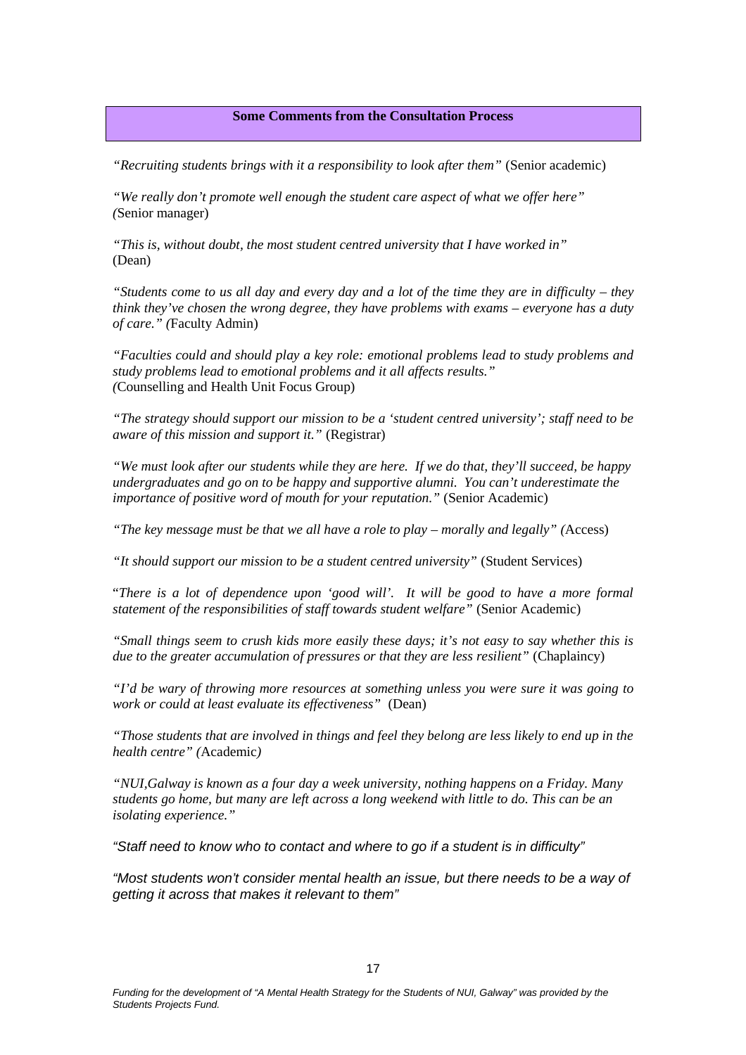## Some Comments from the Consultation Process

*"Recruiting students brings with it a responsibility to look after them"* (Senior academic)

*"We really don't promote well enough the student care aspect of what we offer here"* (Senior manager)

*"This is, without doubt, the most student centred university that I have worked in"* (Dean)

*"Students come to us all day and every day and a lot of the time they are in difficulty – they think they've chosen the wrong degree, they have problems with exams – everyone has a duty of care."* (Faculty Admin)

*"Faculties could and should play a key role: emotional problems lead to study problems and study problems lead to emotional problems and it all affects results."* (Counselling and Health Unit Focus Group)

*"The strategy should support our mission to be a 'student centred university'; staff need to be aware of this mission and support it."* (Registrar)

*"We must look after our students while they are here. If we do that, they'll succeed, be happy undergraduates and go on to be happy and supportive alumni. You can't underestimate the importance of positive word of mouth for your reputation."* (Senior Academic)

*"The key message must be that we all have a role to play – morally and legally"* (Access)

*"It should support our mission to be a student centred university"* (Student Services)

"*There is a lot of dependence upon 'good will'. It will be good to have a more formal statement of the responsibilities of staff towards student welfare"* (Senior Academic)

*"Small things seem to crush kids more easily these days; it's not easy to say whether this is due to the greater accumulation of pressures or that they are less resilient"* (Chaplaincy)

*"I'd be wary of throwing more resources at something unless you were sure it was going to work or could at least evaluate its effectiveness"* (Dean)

*"Those students that are involved in things and feel they belong are less likely to end up in the health centre"* (Academic)

*"NUI,Galway is known as a four day a week university, nothing happens on a Friday. Many students go home, but many are left across a long weekend with little to do. This can be an isolating experience."*

*"Staff need to know who to contact and where to go if a student is in difficulty"*

*"Most students won't consider mental health an issue, but there needs to be a way of getting it across that makes it relevant to them"*

*Funding for the development of "A Mental Health Strategy for the Students of NUI, Galway" was provided by the Students Projects Fund.*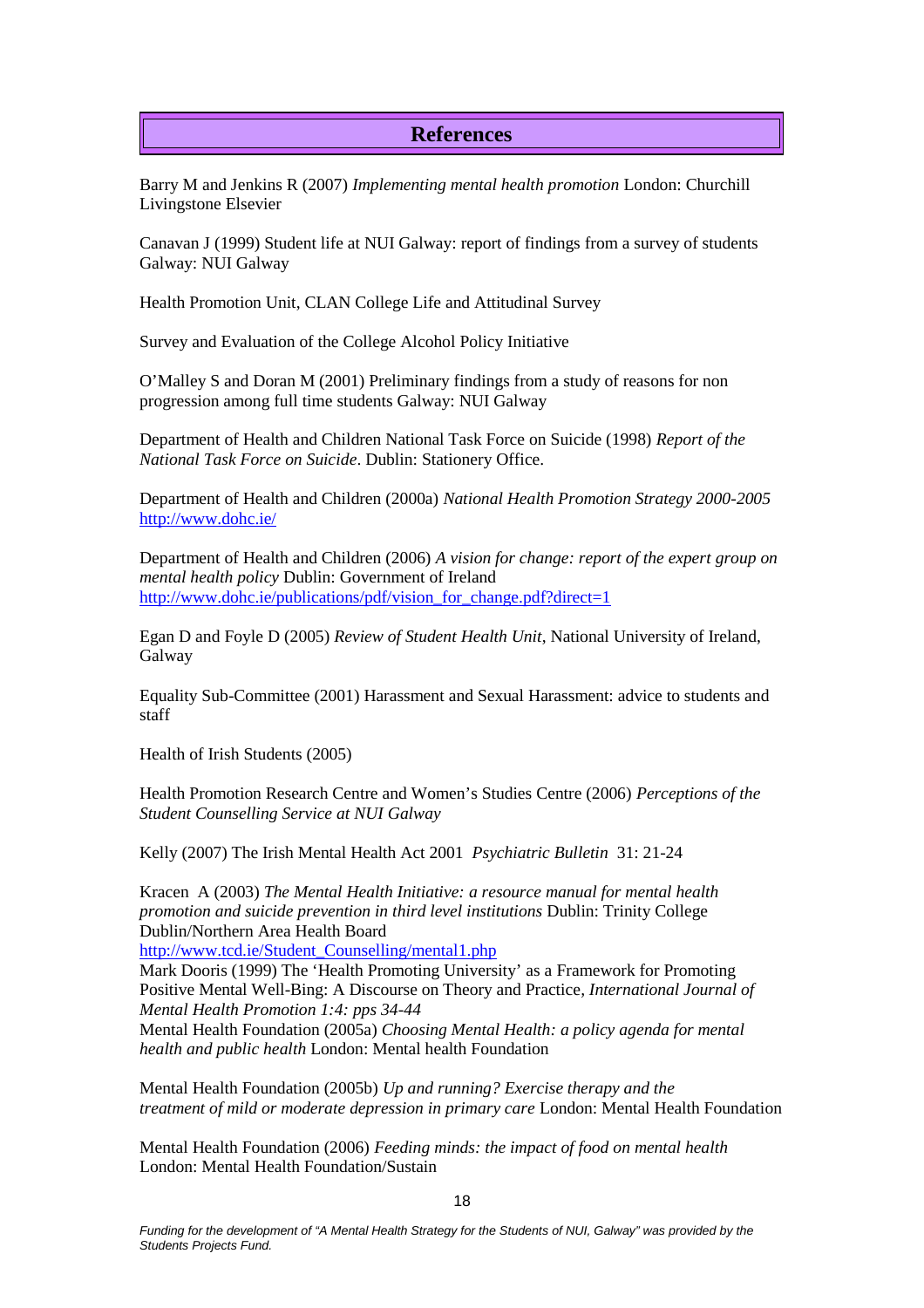# References

Barry M and Jenkins R (2007) *Implementing mental health promotion* London: Churchill Livingstone Elsevier

Canavan J (1999) Student life at NUI Galway: report of findings from a survey of students Galway: NUI Galway

Health Promotion Unit, CLAN College Life and Attitudinal Survey

Survey and Evaluation of the College Alcohol Policy Initiative

O'Malley S and Doran M (2001) Preliminary findings from a study of reasons for non progression among full time students Galway: NUI Galway

Department of Health and Children National Task Force on Suicide (1998) *Report of the National Task Force on Suicide*. Dublin: Stationery Office.

Department of Health and Children (2000a) *National Health Promotion Strategy 2000-2005* http://www.dohc.ie/

Department of Health and Children (2006) *A vision for change: report of the expert group on mental health policy* Dublin: Government of Ireland http://www.dohc.ie/publications/pdf/vision_for_change.pdf?direct=1

Egan D and Foyle D (2005) *Review of Student Health Unit*, National University of Ireland, Galway

Equality Sub-Committee (2001) Harassment and Sexual Harassment: advice to students and staff

Health of Irish Students (2005)

Health Promotion Research Centre and Women's Studies Centre (2006) *Perceptions of the Student Counselling Service at NUI Galway*

Kelly (2007) The Irish Mental Health Act 2001 *Psychiatric Bulletin* 31: 21-24

Kracen A (2003) *The Mental Health Initiative: a resource manual for mental health promotion and suicide prevention in third level institutions* Dublin: Trinity College Dublin/Northern Area Health Board
http://www.tcd.ie/Student_Counselling/mental1.php

Mark Dooris (1999) The 'Health Promoting University' as a Framework for Promoting Positive Mental Well-Bing: A Discourse on Theory and Practice, *International Journal of Mental Health Promotion 1:4: pps 34-44*

Mental Health Foundation (2005a) *Choosing Mental Health: a policy agenda for mental health and public health* London: Mental health Foundation

Mental Health Foundation (2005b) *Up and running? Exercise therapy and the treatment of mild or moderate depression in primary care* London: Mental Health Foundation

Mental Health Foundation (2006) *Feeding minds: the impact of food on mental health* London: Mental Health Foundation/Sustain

*Funding for the development of "A Mental Health Strategy for the Students of NUI, Galway" was provided by the Students Projects Fund.*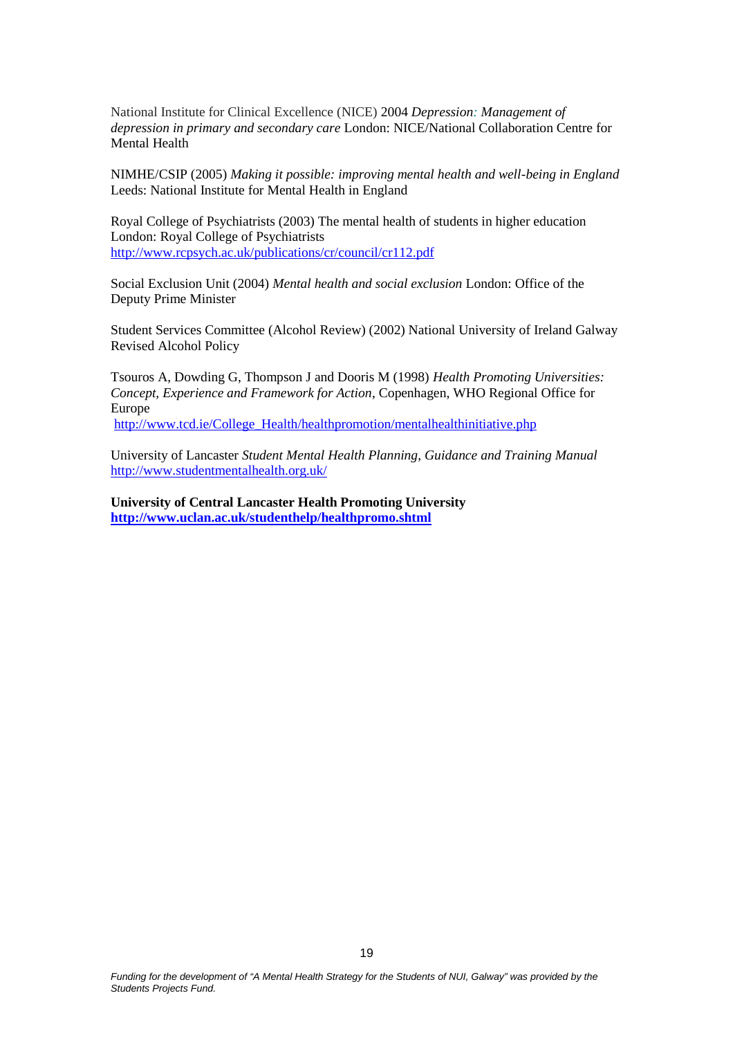National Institute for Clinical Excellence (NICE) 2004 *Depression: Management of depression in primary and secondary care* London: NICE/National Collaboration Centre for Mental Health

NIMHE/CSIP (2005) *Making it possible: improving mental health and well-being in England* Leeds: National Institute for Mental Health in England

Royal College of Psychiatrists (2003) The mental health of students in higher education London: Royal College of Psychiatrists
http://www.rcpsych.ac.uk/publications/cr/council/cr112.pdf

Social Exclusion Unit (2004) *Mental health and social exclusion* London: Office of the Deputy Prime Minister

Student Services Committee (Alcohol Review) (2002) National University of Ireland Galway Revised Alcohol Policy

Tsouros A, Dowding G, Thompson J and Dooris M (1998) *Health Promoting Universities: Concept, Experience and Framework for Action*, Copenhagen, WHO Regional Office for Europe
http://www.tcd.ie/College_Health/healthpromotion/mentalhealthinitiative.php

University of Lancaster *Student Mental Health Planning, Guidance and Training Manual* http://www.studentmentalhealth.org.uk/

**University of Central Lancaster Health Promoting University**
**http://www.uclan.ac.uk/studenthelp/healthpromo.shtml**

*Funding for the development of "A Mental Health Strategy for the Students of NUI, Galway" was provided by the Students Projects Fund.*